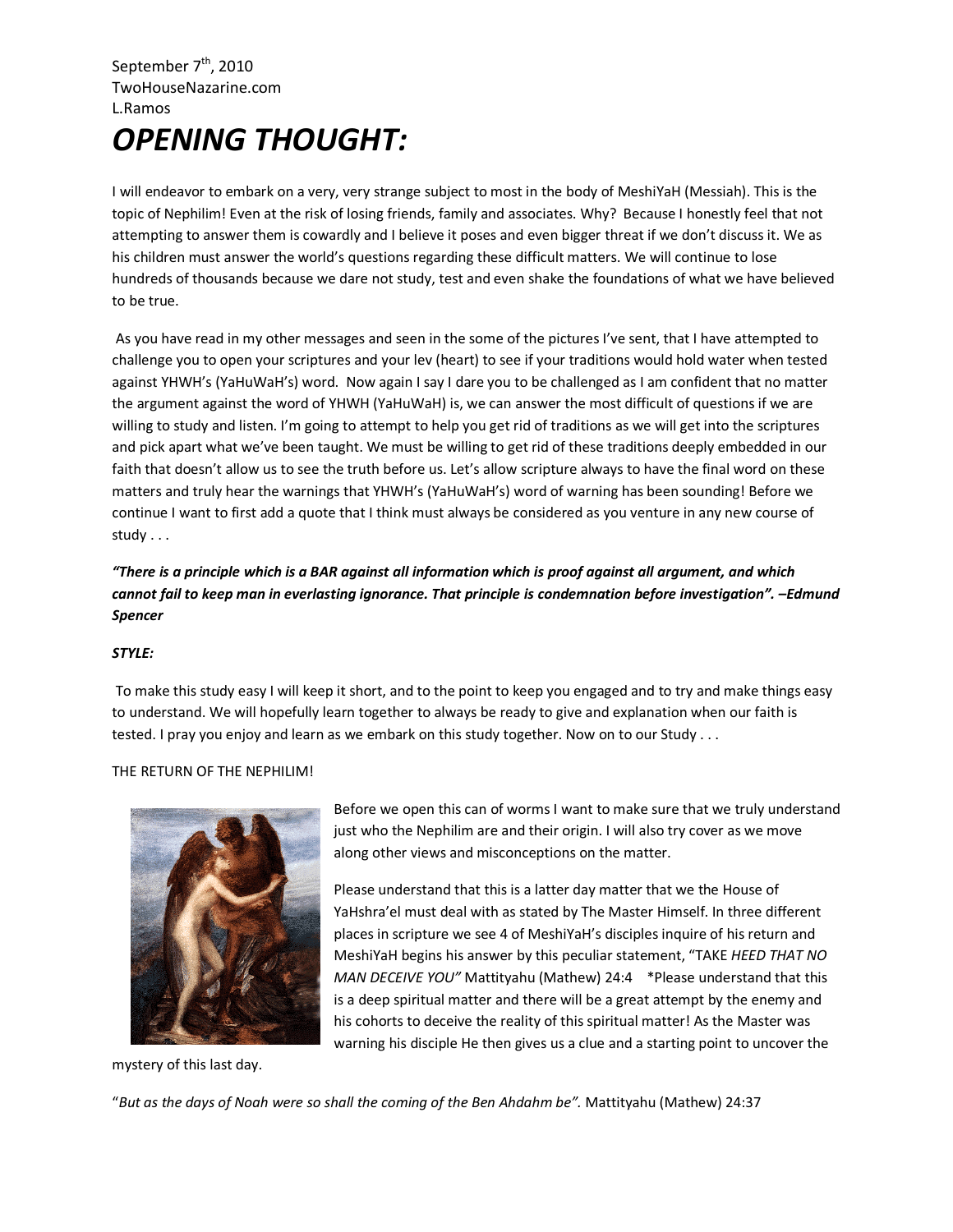September 7th, 2010
TwoHouseNazarine.com
L.Ramos

# *OPENING THOUGHT:*

I will endeavor to embark on a very, very strange subject to most in the body of MeshiYaH (Messiah). This is the topic of Nephilim! Even at the risk of losing friends, family and associates. Why? Because I honestly feel that not attempting to answer them is cowardly and I believe it poses and even bigger threat if we don't discuss it. We as his children must answer the world's questions regarding these difficult matters. We will continue to lose hundreds of thousands because we dare not study, test and even shake the foundations of what we have believed to be true.

As you have read in my other messages and seen in the some of the pictures I've sent, that I have attempted to challenge you to open your scriptures and your lev (heart) to see if your traditions would hold water when tested against YHWH's (YaHuWaH's) word. Now again I say I dare you to be challenged as I am confident that no matter the argument against the word of YHWH (YaHuWaH) is, we can answer the most difficult of questions if we are willing to study and listen. I'm going to attempt to help you get rid of traditions as we will get into the scriptures and pick apart what we've been taught. We must be willing to get rid of these traditions deeply embedded in our faith that doesn't allow us to see the truth before us. Let's allow scripture always to have the final word on these matters and truly hear the warnings that YHWH's (YaHuWaH's) word of warning has been sounding! Before we continue I want to first add a quote that I think must always be considered as you venture in any new course of study . . .

***"There is a principle which is a BAR against all information which is proof against all argument, and which cannot fail to keep man in everlasting ignorance. That principle is condemnation before investigation". –Edmund Spencer***

***STYLE:***

To make this study easy I will keep it short, and to the point to keep you engaged and to try and make things easy to understand. We will hopefully learn together to always be ready to give and explanation when our faith is tested. I pray you enjoy and learn as we embark on this study together. Now on to our Study . . .

THE RETURN OF THE NEPHILIM!

Before we open this can of worms I want to make sure that we truly understand just who the Nephilim are and their origin. I will also try cover as we move along other views and misconceptions on the matter.

Please understand that this is a latter day matter that we the House of YaHshra'el must deal with as stated by The Master Himself. In three different places in scripture we see 4 of MeshiYaH's disciples inquire of his return and MeshiYaH begins his answer by this peculiar statement, "TAKE *HEED THAT NO MAN DECEIVE YOU"* Mattityahu (Mathew) 24:4 *Please understand that this is a deep spiritual matter and there will be a great attempt by the enemy and his cohorts to deceive the reality of this spiritual matter! As the Master was warning his disciple He then gives us a clue and a starting point to uncover the mystery of this last day.

"*But as the days of Noah were so shall the coming of the Ben Ahdahm be".* Mattityahu (Mathew) 24:37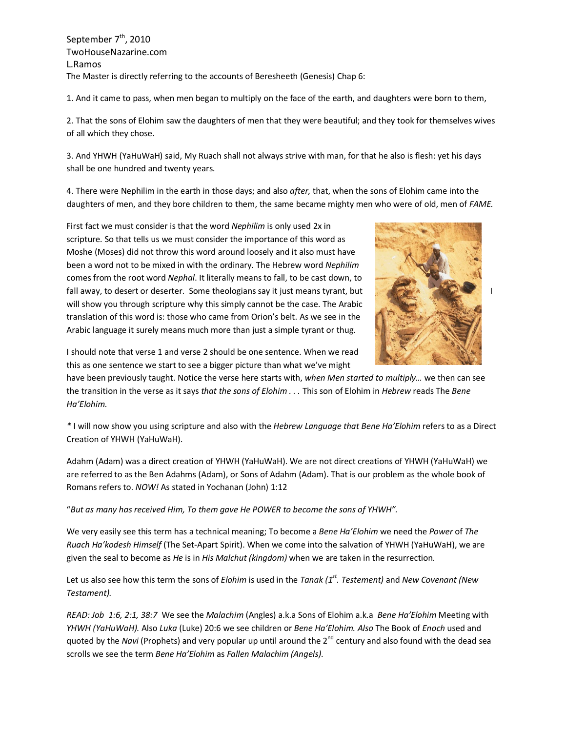September 7th, 2010
TwoHouseNazarine.com
L.Ramos

The Master is directly referring to the accounts of Beresheeth (Genesis) Chap 6:

1. And it came to pass, when men began to multiply on the face of the earth, and daughters were born to them,

2. That the sons of Elohim saw the daughters of men that they were beautiful; and they took for themselves wives of all which they chose.

3. And YHWH (YaHuWaH) said, My Ruach shall not always strive with man, for that he also is flesh: yet his days shall be one hundred and twenty years.

4. There were Nephilim in the earth in those days; and also *after,* that, when the sons of Elohim came into the daughters of men, and they bore children to them, the same became mighty men who were of old, men of *FAME.*

First fact we must consider is that the word *Nephilim* is only used 2x in scripture. So that tells us we must consider the importance of this word as Moshe (Moses) did not throw this word around loosely and it also must have been a word not to be mixed in with the ordinary. The Hebrew word *Nephilim* comes from the root word *Nephal*. It literally means to fall, to be cast down, to fall away, to desert or deserter. Some theologians say it just means tyrant, but I will show you through scripture why this simply cannot be the case. The Arabic translation of this word is: those who came from Orion's belt. As we see in the Arabic language it surely means much more than just a simple tyrant or thug.

I should note that verse 1 and verse 2 should be one sentence. When we read this as one sentence we start to see a bigger picture than what we've might have been previously taught. Notice the verse here starts with, *when Men started to multiply…* we then can see the transition in the verse as it says *that the sons of Elohim . . .* This son of Elohim in *Hebrew* reads The *Bene Ha'Elohim.*

*\* I will now show you using scripture and also with the *Hebrew Language that Bene Ha'Elohim* refers to as a Direct Creation of YHWH (YaHuWaH).

Adahm (Adam) was a direct creation of YHWH (YaHuWaH). We are not direct creations of YHWH (YaHuWaH) we are referred to as the Ben Adahms (Adam), or Sons of Adahm (Adam). That is our problem as the whole book of Romans refers to. *NOW!* As stated in Yochanan (John) 1:12

"*But as many has received Him, To them gave He POWER to become the sons of YHWH".*

We very easily see this term has a technical meaning; To become a *Bene Ha'Elohim* we need the *Power* of *The Ruach Ha'kodesh Himself* (The Set-Apart Spirit). When we come into the salvation of YHWH (YaHuWaH), we are given the seal to become as *He* is in *His Malchut (kingdom)* when we are taken in the resurrection.

Let us also see how this term the sons of *Elohim* is used in the *Tanak (1st. Testement)* and *New Covenant (New Testament).*

*READ: Job 1:6, 2:1, 38:7* We see the *Malachim* (Angles) a.k.a Sons of Elohim a.k.a *Bene Ha'Elohim* Meeting with *YHWH (YaHuWaH).* Also *Luka* (Luke) 20:6 we see children or *Bene Ha'Elohim. Also* The Book of *Enoch* used and quoted by the *Navi* (Prophets) and very popular up until around the 2nd century and also found with the dead sea scrolls we see the term *Bene Ha'Elohim* as *Fallen Malachim (Angels).*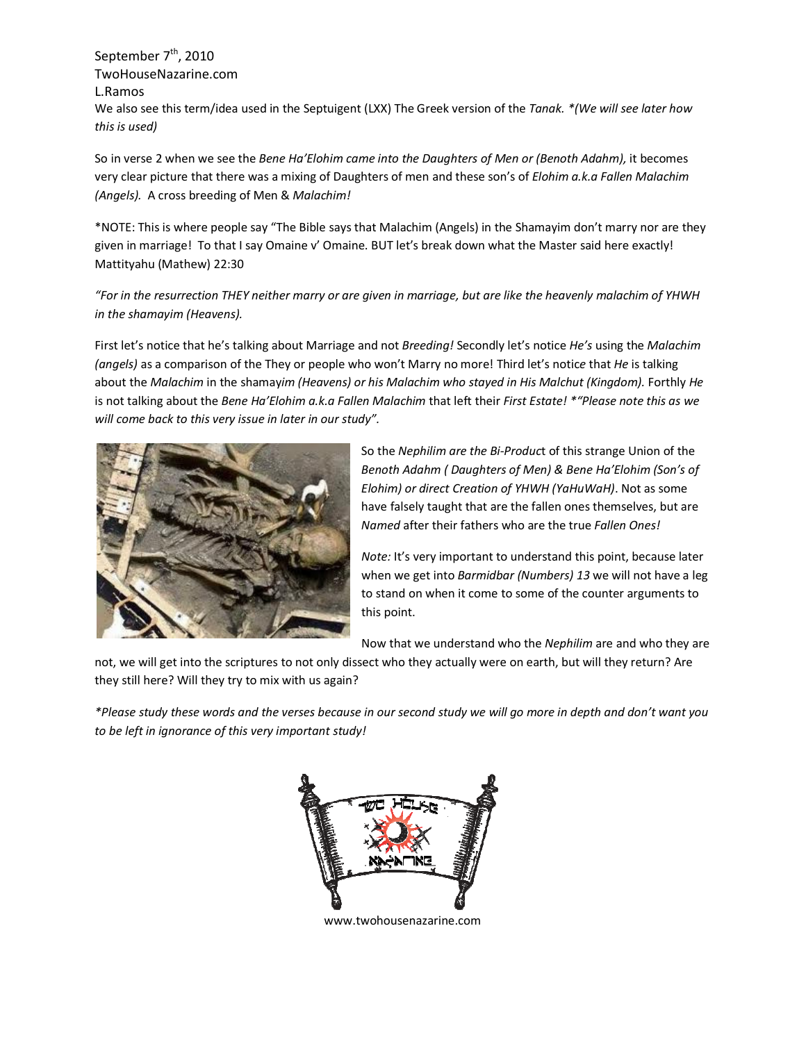September 7th, 2010
TwoHouseNazarine.com
L.Ramos

We also see this term/idea used in the Septuigent (LXX) The Greek version of the *Tanak. *(We will see later how this is used)*

So in verse 2 when we see the *Bene Ha'Elohim came into the Daughters of Men or (Benoth Adahm),* it becomes very clear picture that there was a mixing of Daughters of men and these son's of *Elohim a.k.a Fallen Malachim (Angels).* A cross breeding of Men & *Malachim!*

*NOTE: This is where people say "The Bible says that Malachim (Angels) in the Shamayim don't marry nor are they given in marriage! To that I say Omaine v' Omaine. BUT let's break down what the Master said here exactly! Mattityahu (Mathew) 22:30

*"For in the resurrection THEY neither marry or are given in marriage, but are like the heavenly malachim of YHWH in the shamayim (Heavens).*

First let's notice that he's talking about Marriage and not *Breeding!* Secondly let's notice *He's* using the *Malachim (angels)* as a comparison of the They or people who won't Marry no more! Third let's notice that *He* is talking about the *Malachim* in the shama*yim (Heavens) or his Malachim who stayed in His Malchut (Kingdom).* Forthly *He* is not talking about the *Bene Ha'Elohim a.k.a Fallen Malachim* that left their *First Estate! *"Please note this as we will come back to this very issue in later in our study".*

So the *Nephilim are the Bi-Produc*t of this strange Union of the *Benoth Adahm ( Daughters of Men) & Bene Ha'Elohim (Son's of Elohim) or direct Creation of YHWH (YaHuWaH)*. Not as some have falsely taught that are the fallen ones themselves, but are *Named* after their fathers who are the true *Fallen Ones!*

*Note:* It's very important to understand this point, because later when we get into *Barmidbar (Numbers) 13* we will not have a leg to stand on when it come to some of the counter arguments to this point.

Now that we understand who the *Nephilim* are and who they are not, we will get into the scriptures to not only dissect who they actually were on earth, but will they return? Are they still here? Will they try to mix with us again?

*\*Please study these words and the verses because in our second study we will go more in depth and don't want you to be left in ignorance of this very important study!*

www.twohousenazarine.com